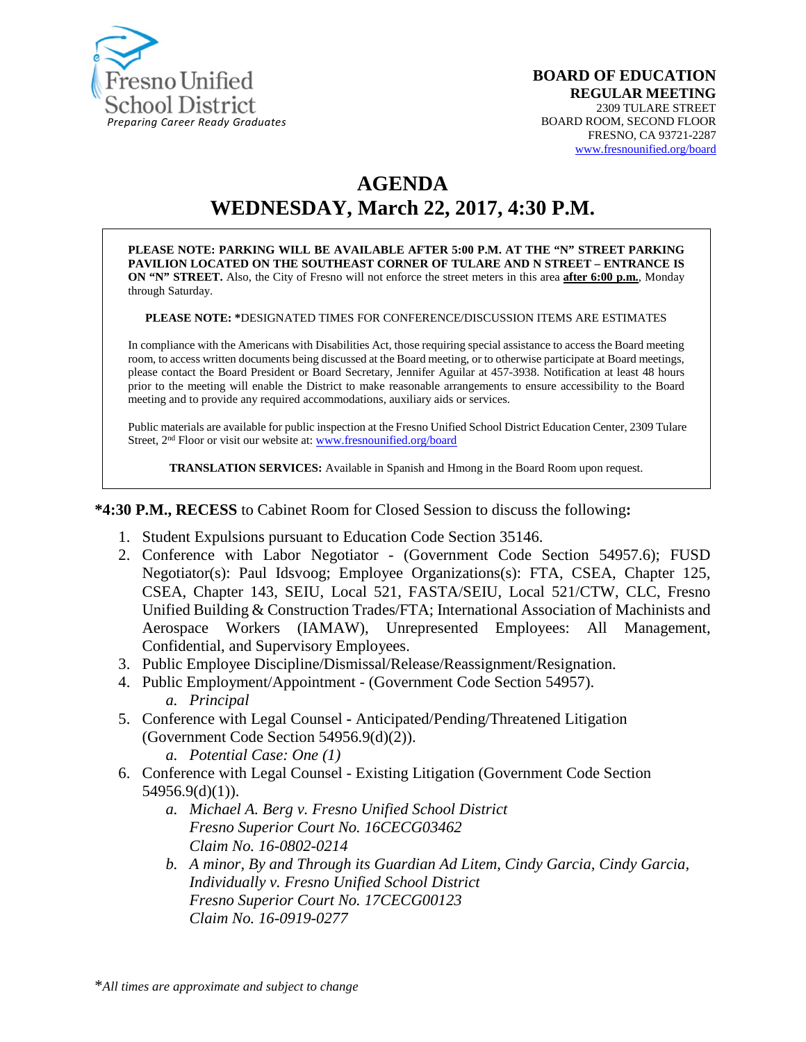Fresno Unified School District
*Preparing Career Ready Graduates*

**BOARD OF EDUCATION**
**REGULAR MEETING**
2309 TULARE STREET
BOARD ROOM, SECOND FLOOR
FRESNO, CA 93721-2287
www.fresnounified.org/board

# AGENDA
## WEDNESDAY, March 22, 2017, 4:30 P.M.

**PLEASE NOTE: PARKING WILL BE AVAILABLE AFTER 5:00 P.M. AT THE "N" STREET PARKING PAVILION LOCATED ON THE SOUTHEAST CORNER OF TULARE AND N STREET – ENTRANCE IS ON "N" STREET.** Also, the City of Fresno will not enforce the street meters in this area **after 6:00 p.m.**, Monday through Saturday.

**PLEASE NOTE: \***DESIGNATED TIMES FOR CONFERENCE/DISCUSSION ITEMS ARE ESTIMATES

In compliance with the Americans with Disabilities Act, those requiring special assistance to access the Board meeting room, to access written documents being discussed at the Board meeting, or to otherwise participate at Board meetings, please contact the Board President or Board Secretary, Jennifer Aguilar at 457-3938. Notification at least 48 hours prior to the meeting will enable the District to make reasonable arrangements to ensure accessibility to the Board meeting and to provide any required accommodations, auxiliary aids or services.

Public materials are available for public inspection at the Fresno Unified School District Education Center, 2309 Tulare Street, 2nd Floor or visit our website at: www.fresnounified.org/board

**TRANSLATION SERVICES:** Available in Spanish and Hmong in the Board Room upon request.

**\*4:30 P.M., RECESS** to Cabinet Room for Closed Session to discuss the following**:**

1. Student Expulsions pursuant to Education Code Section 35146.
2. Conference with Labor Negotiator - (Government Code Section 54957.6); FUSD Negotiator(s): Paul Idsvoog; Employee Organizations(s): FTA, CSEA, Chapter 125, CSEA, Chapter 143, SEIU, Local 521, FASTA/SEIU, Local 521/CTW, CLC, Fresno Unified Building & Construction Trades/FTA; International Association of Machinists and Aerospace Workers (IAMAW), Unrepresented Employees: All Management, Confidential, and Supervisory Employees.
3. Public Employee Discipline/Dismissal/Release/Reassignment/Resignation.
4. Public Employment/Appointment - (Government Code Section 54957).
   a. *Principal*
5. Conference with Legal Counsel - Anticipated/Pending/Threatened Litigation (Government Code Section 54956.9(d)(2)).
   a. *Potential Case: One (1)*
6. Conference with Legal Counsel - Existing Litigation (Government Code Section 54956.9(d)(1)).
   a. *Michael A. Berg v. Fresno Unified School District*
      *Fresno Superior Court No. 16CECG03462*
      *Claim No. 16-0802-0214*
   b. *A minor, By and Through its Guardian Ad Litem, Cindy Garcia, Cindy Garcia, Individually v. Fresno Unified School District*
      *Fresno Superior Court No. 17CECG00123*
      *Claim No. 16-0919-0277*

\**All times are approximate and subject to change*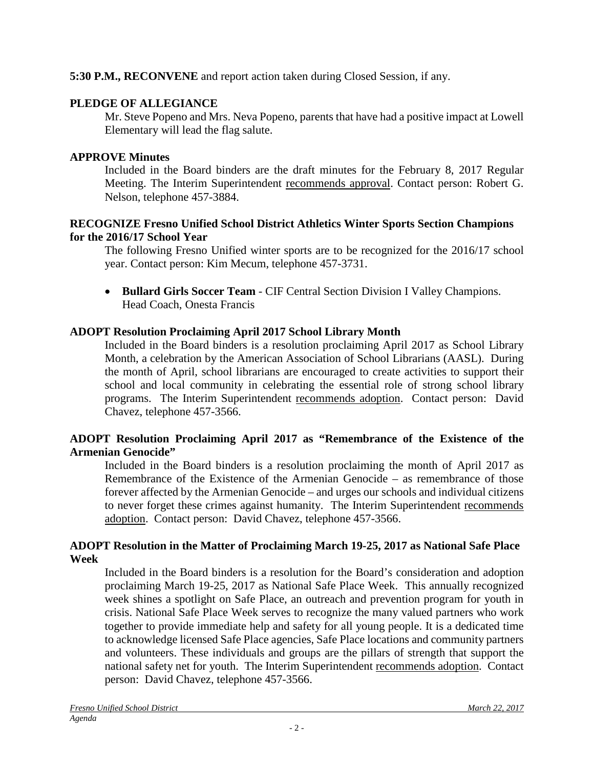**5:30 P.M., RECONVENE** and report action taken during Closed Session, if any.

**PLEDGE OF ALLEGIANCE**

Mr. Steve Popeno and Mrs. Neva Popeno, parents that have had a positive impact at Lowell Elementary will lead the flag salute.

**APPROVE Minutes**

Included in the Board binders are the draft minutes for the February 8, 2017 Regular Meeting. The Interim Superintendent recommends approval. Contact person: Robert G. Nelson, telephone 457-3884.

**RECOGNIZE Fresno Unified School District Athletics Winter Sports Section Champions for the 2016/17 School Year**

The following Fresno Unified winter sports are to be recognized for the 2016/17 school year. Contact person: Kim Mecum, telephone 457-3731.

- **Bullard Girls Soccer Team** - CIF Central Section Division I Valley Champions. Head Coach, Onesta Francis

**ADOPT Resolution Proclaiming April 2017 School Library Month**

Included in the Board binders is a resolution proclaiming April 2017 as School Library Month, a celebration by the American Association of School Librarians (AASL). During the month of April, school librarians are encouraged to create activities to support their school and local community in celebrating the essential role of strong school library programs. The Interim Superintendent recommends adoption. Contact person: David Chavez, telephone 457-3566.

**ADOPT Resolution Proclaiming April 2017 as "Remembrance of the Existence of the Armenian Genocide"**

Included in the Board binders is a resolution proclaiming the month of April 2017 as Remembrance of the Existence of the Armenian Genocide – as remembrance of those forever affected by the Armenian Genocide – and urges our schools and individual citizens to never forget these crimes against humanity. The Interim Superintendent recommends adoption. Contact person: David Chavez, telephone 457-3566.

**ADOPT Resolution in the Matter of Proclaiming March 19-25, 2017 as National Safe Place Week**

Included in the Board binders is a resolution for the Board's consideration and adoption proclaiming March 19-25, 2017 as National Safe Place Week. This annually recognized week shines a spotlight on Safe Place, an outreach and prevention program for youth in crisis. National Safe Place Week serves to recognize the many valued partners who work together to provide immediate help and safety for all young people. It is a dedicated time to acknowledge licensed Safe Place agencies, Safe Place locations and community partners and volunteers. These individuals and groups are the pillars of strength that support the national safety net for youth. The Interim Superintendent recommends adoption. Contact person: David Chavez, telephone 457-3566.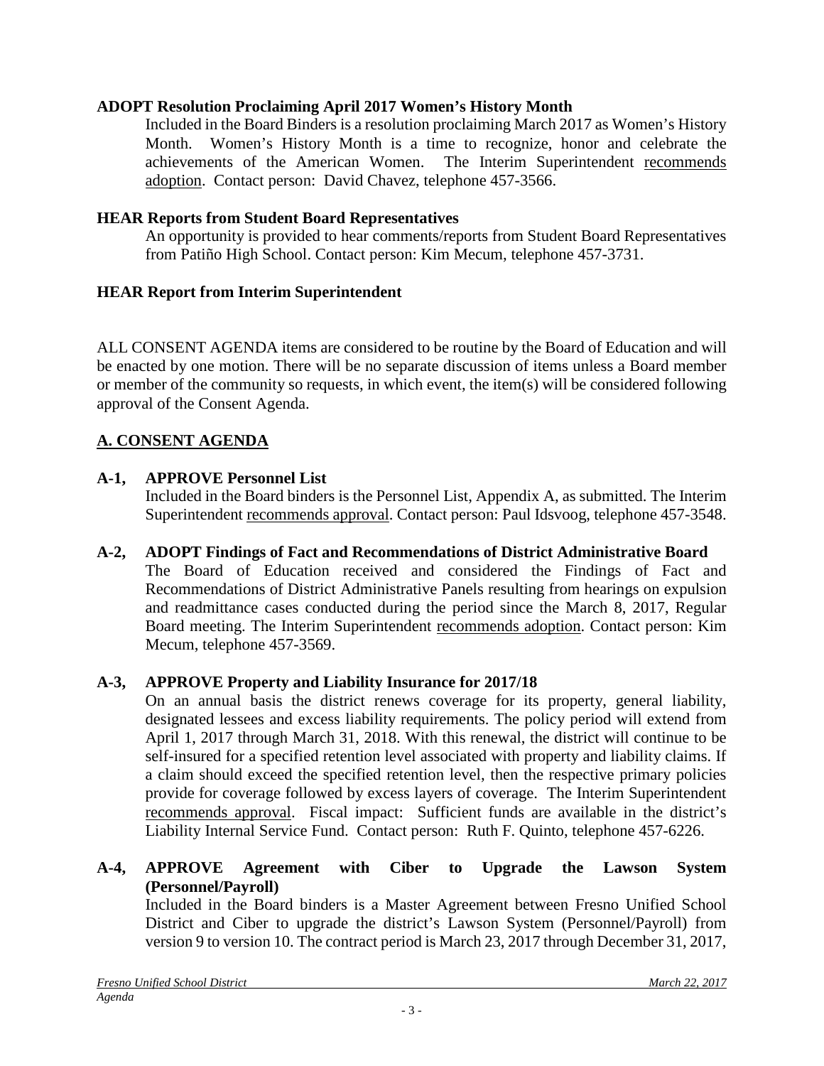**ADOPT Resolution Proclaiming April 2017 Women's History Month**

Included in the Board Binders is a resolution proclaiming March 2017 as Women's History Month. Women's History Month is a time to recognize, honor and celebrate the achievements of the American Women. The Interim Superintendent recommends adoption. Contact person: David Chavez, telephone 457-3566.

**HEAR Reports from Student Board Representatives**

An opportunity is provided to hear comments/reports from Student Board Representatives from Patiño High School. Contact person: Kim Mecum, telephone 457-3731.

**HEAR Report from Interim Superintendent**

ALL CONSENT AGENDA items are considered to be routine by the Board of Education and will be enacted by one motion. There will be no separate discussion of items unless a Board member or member of the community so requests, in which event, the item(s) will be considered following approval of the Consent Agenda.

## A. CONSENT AGENDA

**A-1, APPROVE Personnel List**

Included in the Board binders is the Personnel List, Appendix A, as submitted. The Interim Superintendent recommends approval. Contact person: Paul Idsvoog, telephone 457-3548.

**A-2, ADOPT Findings of Fact and Recommendations of District Administrative Board**

The Board of Education received and considered the Findings of Fact and Recommendations of District Administrative Panels resulting from hearings on expulsion and readmittance cases conducted during the period since the March 8, 2017, Regular Board meeting. The Interim Superintendent recommends adoption. Contact person: Kim Mecum, telephone 457-3569.

**A-3, APPROVE Property and Liability Insurance for 2017/18**

On an annual basis the district renews coverage for its property, general liability, designated lessees and excess liability requirements. The policy period will extend from April 1, 2017 through March 31, 2018. With this renewal, the district will continue to be self-insured for a specified retention level associated with property and liability claims. If a claim should exceed the specified retention level, then the respective primary policies provide for coverage followed by excess layers of coverage. The Interim Superintendent recommends approval. Fiscal impact: Sufficient funds are available in the district's Liability Internal Service Fund. Contact person: Ruth F. Quinto, telephone 457-6226.

**A-4, APPROVE Agreement with Ciber to Upgrade the Lawson System (Personnel/Payroll)**

Included in the Board binders is a Master Agreement between Fresno Unified School District and Ciber to upgrade the district's Lawson System (Personnel/Payroll) from version 9 to version 10. The contract period is March 23, 2017 through December 31, 2017,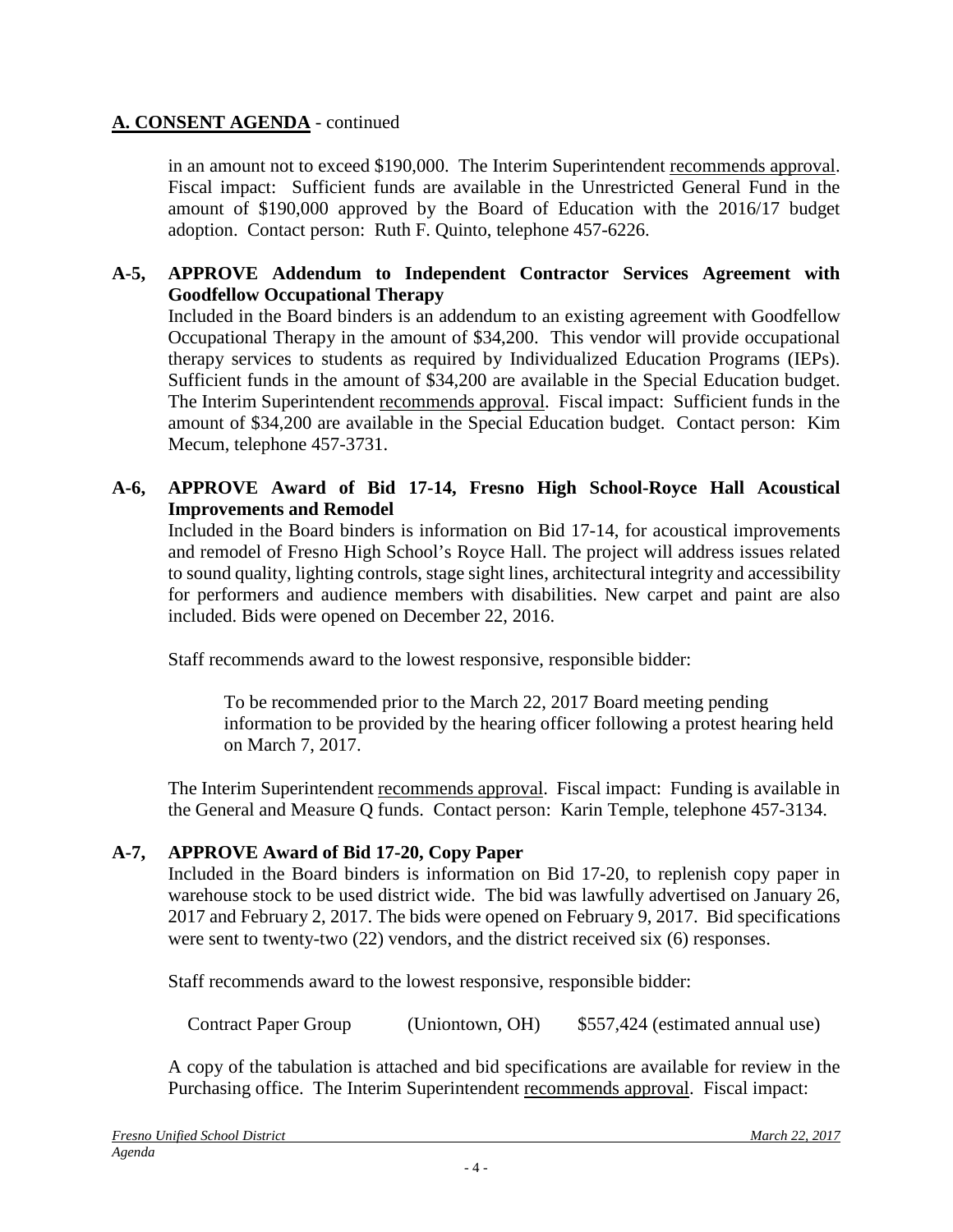## **A. CONSENT AGENDA** - continued

in an amount not to exceed $190,000. The Interim Superintendent recommends approval. Fiscal impact: Sufficient funds are available in the Unrestricted General Fund in the amount of $190,000 approved by the Board of Education with the 2016/17 budget adoption. Contact person: Ruth F. Quinto, telephone 457-6226.

**A-5, APPROVE Addendum to Independent Contractor Services Agreement with Goodfellow Occupational Therapy**

Included in the Board binders is an addendum to an existing agreement with Goodfellow Occupational Therapy in the amount of $34,200. This vendor will provide occupational therapy services to students as required by Individualized Education Programs (IEPs). Sufficient funds in the amount of $34,200 are available in the Special Education budget. The Interim Superintendent recommends approval. Fiscal impact: Sufficient funds in the amount of $34,200 are available in the Special Education budget. Contact person: Kim Mecum, telephone 457-3731.

**A-6, APPROVE Award of Bid 17-14, Fresno High School-Royce Hall Acoustical Improvements and Remodel**

Included in the Board binders is information on Bid 17-14, for acoustical improvements and remodel of Fresno High School's Royce Hall. The project will address issues related to sound quality, lighting controls, stage sight lines, architectural integrity and accessibility for performers and audience members with disabilities. New carpet and paint are also included. Bids were opened on December 22, 2016.

Staff recommends award to the lowest responsive, responsible bidder:

To be recommended prior to the March 22, 2017 Board meeting pending information to be provided by the hearing officer following a protest hearing held on March 7, 2017.

The Interim Superintendent recommends approval. Fiscal impact: Funding is available in the General and Measure Q funds. Contact person: Karin Temple, telephone 457-3134.

**A-7, APPROVE Award of Bid 17-20, Copy Paper**

Included in the Board binders is information on Bid 17-20, to replenish copy paper in warehouse stock to be used district wide. The bid was lawfully advertised on January 26, 2017 and February 2, 2017. The bids were opened on February 9, 2017. Bid specifications were sent to twenty-two (22) vendors, and the district received six (6) responses.

Staff recommends award to the lowest responsive, responsible bidder:

Contract Paper Group (Uniontown, OH) $557,424 (estimated annual use)

A copy of the tabulation is attached and bid specifications are available for review in the Purchasing office. The Interim Superintendent recommends approval. Fiscal impact: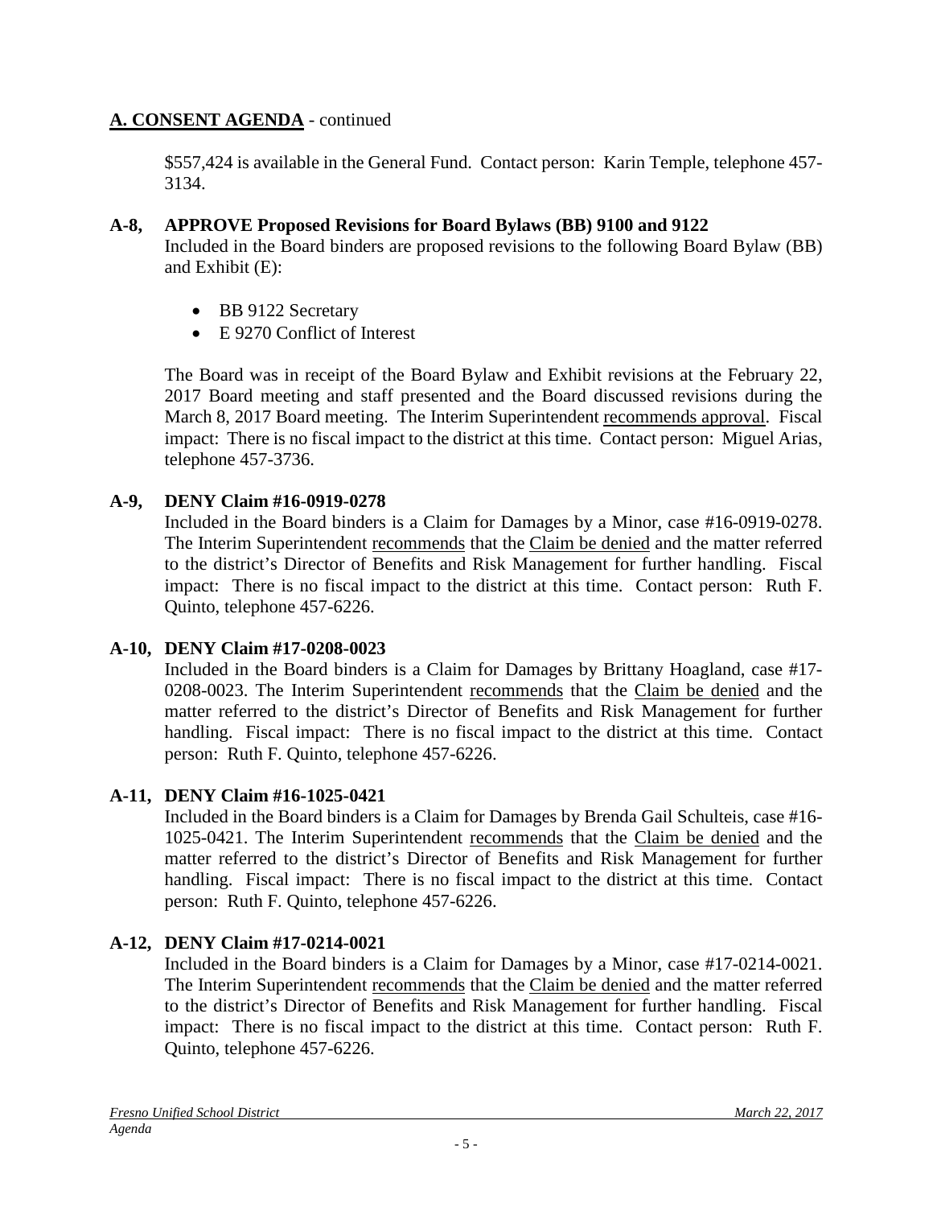## A. CONSENT AGENDA - continued

$557,424 is available in the General Fund. Contact person: Karin Temple, telephone 457-3134.

### A-8, APPROVE Proposed Revisions for Board Bylaws (BB) 9100 and 9122

Included in the Board binders are proposed revisions to the following Board Bylaw (BB) and Exhibit (E):

- BB 9122 Secretary
- E 9270 Conflict of Interest

The Board was in receipt of the Board Bylaw and Exhibit revisions at the February 22, 2017 Board meeting and staff presented and the Board discussed revisions during the March 8, 2017 Board meeting. The Interim Superintendent recommends approval. Fiscal impact: There is no fiscal impact to the district at this time. Contact person: Miguel Arias, telephone 457-3736.

### A-9, DENY Claim #16-0919-0278

Included in the Board binders is a Claim for Damages by a Minor, case #16-0919-0278. The Interim Superintendent recommends that the Claim be denied and the matter referred to the district's Director of Benefits and Risk Management for further handling. Fiscal impact: There is no fiscal impact to the district at this time. Contact person: Ruth F. Quinto, telephone 457-6226.

### A-10, DENY Claim #17-0208-0023

Included in the Board binders is a Claim for Damages by Brittany Hoagland, case #17-0208-0023. The Interim Superintendent recommends that the Claim be denied and the matter referred to the district's Director of Benefits and Risk Management for further handling. Fiscal impact: There is no fiscal impact to the district at this time. Contact person: Ruth F. Quinto, telephone 457-6226.

### A-11, DENY Claim #16-1025-0421

Included in the Board binders is a Claim for Damages by Brenda Gail Schulteis, case #16-1025-0421. The Interim Superintendent recommends that the Claim be denied and the matter referred to the district's Director of Benefits and Risk Management for further handling. Fiscal impact: There is no fiscal impact to the district at this time. Contact person: Ruth F. Quinto, telephone 457-6226.

### A-12, DENY Claim #17-0214-0021

Included in the Board binders is a Claim for Damages by a Minor, case #17-0214-0021. The Interim Superintendent recommends that the Claim be denied and the matter referred to the district's Director of Benefits and Risk Management for further handling. Fiscal impact: There is no fiscal impact to the district at this time. Contact person: Ruth F. Quinto, telephone 457-6226.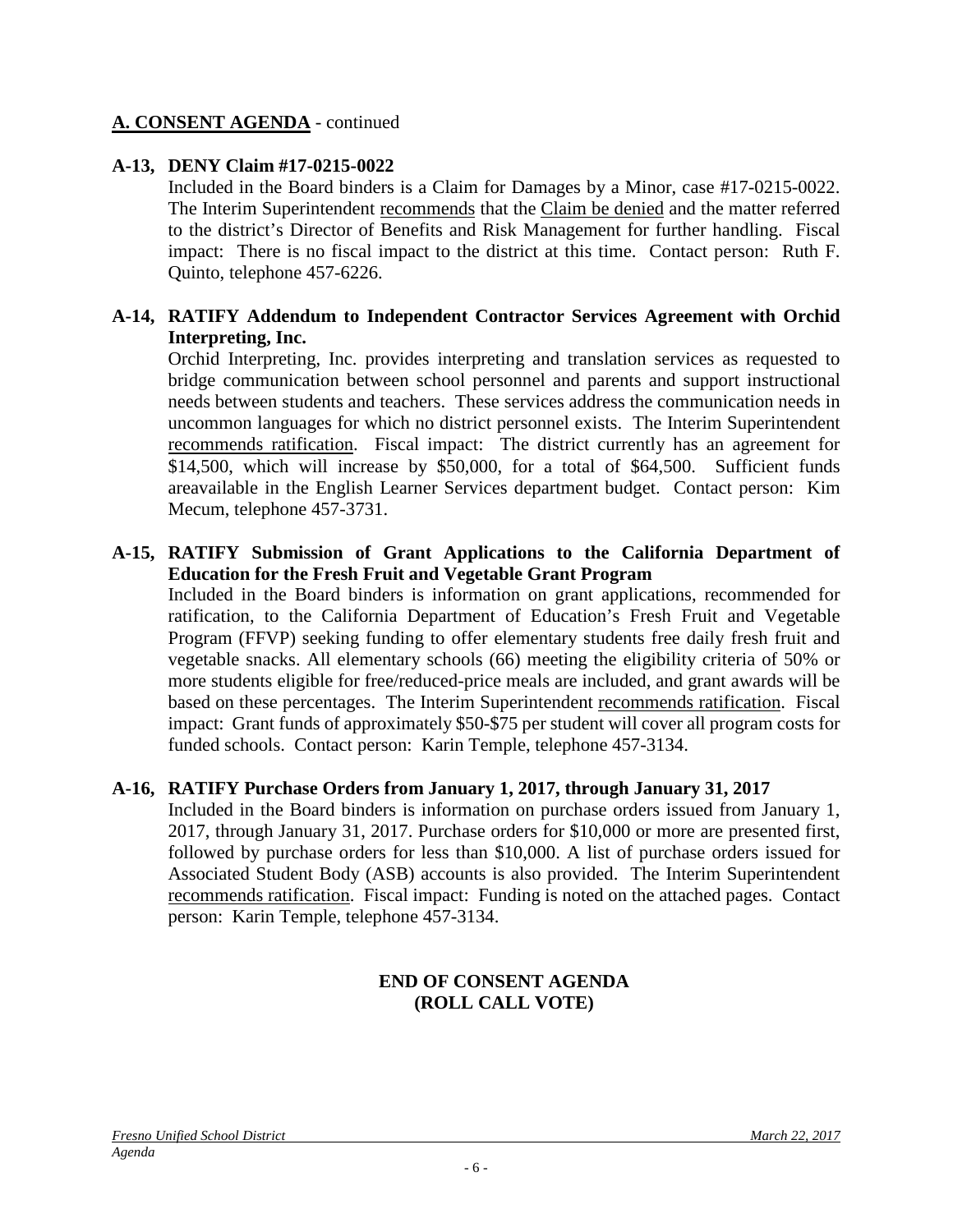**A. CONSENT AGENDA** - continued

**A-13, DENY Claim #17-0215-0022**

Included in the Board binders is a Claim for Damages by a Minor, case #17-0215-0022. The Interim Superintendent recommends that the Claim be denied and the matter referred to the district's Director of Benefits and Risk Management for further handling. Fiscal impact: There is no fiscal impact to the district at this time. Contact person: Ruth F. Quinto, telephone 457-6226.

**A-14, RATIFY Addendum to Independent Contractor Services Agreement with Orchid Interpreting, Inc.**

Orchid Interpreting, Inc. provides interpreting and translation services as requested to bridge communication between school personnel and parents and support instructional needs between students and teachers. These services address the communication needs in uncommon languages for which no district personnel exists. The Interim Superintendent recommends ratification. Fiscal impact: The district currently has an agreement for $14,500, which will increase by $50,000, for a total of $64,500. Sufficient funds areavailable in the English Learner Services department budget. Contact person: Kim Mecum, telephone 457-3731.

**A-15, RATIFY Submission of Grant Applications to the California Department of Education for the Fresh Fruit and Vegetable Grant Program**

Included in the Board binders is information on grant applications, recommended for ratification, to the California Department of Education's Fresh Fruit and Vegetable Program (FFVP) seeking funding to offer elementary students free daily fresh fruit and vegetable snacks. All elementary schools (66) meeting the eligibility criteria of 50% or more students eligible for free/reduced-price meals are included, and grant awards will be based on these percentages. The Interim Superintendent recommends ratification. Fiscal impact: Grant funds of approximately $50-$75 per student will cover all program costs for funded schools. Contact person: Karin Temple, telephone 457-3134.

**A-16, RATIFY Purchase Orders from January 1, 2017, through January 31, 2017**

Included in the Board binders is information on purchase orders issued from January 1, 2017, through January 31, 2017. Purchase orders for $10,000 or more are presented first, followed by purchase orders for less than $10,000. A list of purchase orders issued for Associated Student Body (ASB) accounts is also provided. The Interim Superintendent recommends ratification. Fiscal impact: Funding is noted on the attached pages. Contact person: Karin Temple, telephone 457-3134.

**END OF CONSENT AGENDA**
**(ROLL CALL VOTE)**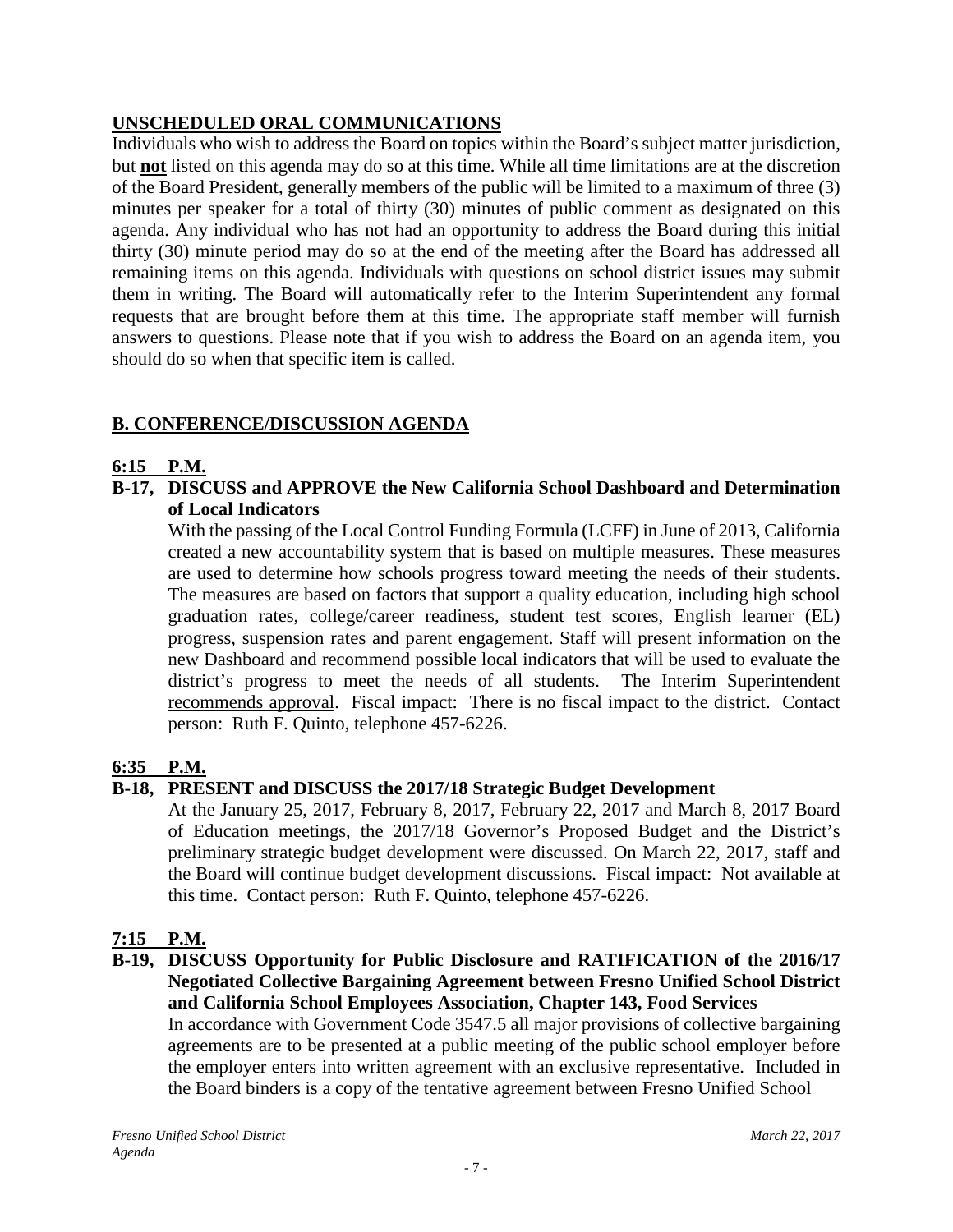## UNSCHEDULED ORAL COMMUNICATIONS

Individuals who wish to address the Board on topics within the Board's subject matter jurisdiction, but **not** listed on this agenda may do so at this time. While all time limitations are at the discretion of the Board President, generally members of the public will be limited to a maximum of three (3) minutes per speaker for a total of thirty (30) minutes of public comment as designated on this agenda. Any individual who has not had an opportunity to address the Board during this initial thirty (30) minute period may do so at the end of the meeting after the Board has addressed all remaining items on this agenda. Individuals with questions on school district issues may submit them in writing. The Board will automatically refer to the Interim Superintendent any formal requests that are brought before them at this time. The appropriate staff member will furnish answers to questions. Please note that if you wish to address the Board on an agenda item, you should do so when that specific item is called.

## B. CONFERENCE/DISCUSSION AGENDA

**6:15 P.M.**

**B-17, DISCUSS and APPROVE the New California School Dashboard and Determination of Local Indicators**

With the passing of the Local Control Funding Formula (LCFF) in June of 2013, California created a new accountability system that is based on multiple measures. These measures are used to determine how schools progress toward meeting the needs of their students. The measures are based on factors that support a quality education, including high school graduation rates, college/career readiness, student test scores, English learner (EL) progress, suspension rates and parent engagement. Staff will present information on the new Dashboard and recommend possible local indicators that will be used to evaluate the district's progress to meet the needs of all students. The Interim Superintendent recommends approval. Fiscal impact: There is no fiscal impact to the district. Contact person: Ruth F. Quinto, telephone 457-6226.

**6:35 P.M.**

**B-18, PRESENT and DISCUSS the 2017/18 Strategic Budget Development**

At the January 25, 2017, February 8, 2017, February 22, 2017 and March 8, 2017 Board of Education meetings, the 2017/18 Governor's Proposed Budget and the District's preliminary strategic budget development were discussed. On March 22, 2017, staff and the Board will continue budget development discussions. Fiscal impact: Not available at this time. Contact person: Ruth F. Quinto, telephone 457-6226.

**7:15 P.M.**

**B-19, DISCUSS Opportunity for Public Disclosure and RATIFICATION of the 2016/17 Negotiated Collective Bargaining Agreement between Fresno Unified School District and California School Employees Association, Chapter 143, Food Services**

In accordance with Government Code 3547.5 all major provisions of collective bargaining agreements are to be presented at a public meeting of the public school employer before the employer enters into written agreement with an exclusive representative. Included in the Board binders is a copy of the tentative agreement between Fresno Unified School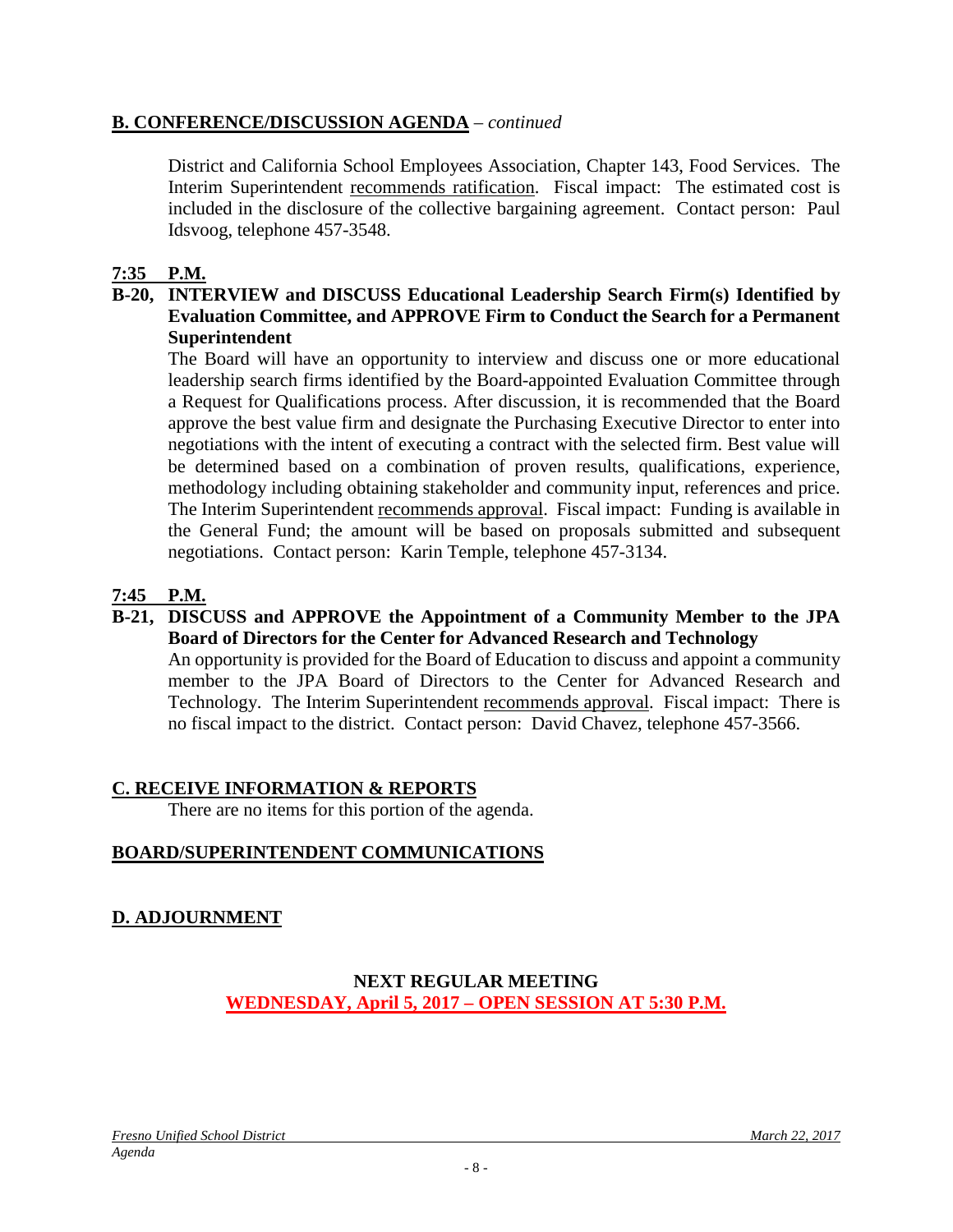## B. CONFERENCE/DISCUSSION AGENDA – *continued*

District and California School Employees Association, Chapter 143, Food Services. The Interim Superintendent recommends ratification. Fiscal impact: The estimated cost is included in the disclosure of the collective bargaining agreement. Contact person: Paul Idsvoog, telephone 457-3548.

**7:35 P.M.**

**B-20, INTERVIEW and DISCUSS Educational Leadership Search Firm(s) Identified by Evaluation Committee, and APPROVE Firm to Conduct the Search for a Permanent Superintendent**

The Board will have an opportunity to interview and discuss one or more educational leadership search firms identified by the Board-appointed Evaluation Committee through a Request for Qualifications process. After discussion, it is recommended that the Board approve the best value firm and designate the Purchasing Executive Director to enter into negotiations with the intent of executing a contract with the selected firm. Best value will be determined based on a combination of proven results, qualifications, experience, methodology including obtaining stakeholder and community input, references and price. The Interim Superintendent recommends approval. Fiscal impact: Funding is available in the General Fund; the amount will be based on proposals submitted and subsequent negotiations. Contact person: Karin Temple, telephone 457-3134.

**7:45 P.M.**

**B-21, DISCUSS and APPROVE the Appointment of a Community Member to the JPA Board of Directors for the Center for Advanced Research and Technology**

An opportunity is provided for the Board of Education to discuss and appoint a community member to the JPA Board of Directors to the Center for Advanced Research and Technology. The Interim Superintendent recommends approval. Fiscal impact: There is no fiscal impact to the district. Contact person: David Chavez, telephone 457-3566.

## C. RECEIVE INFORMATION & REPORTS

There are no items for this portion of the agenda.

## BOARD/SUPERINTENDENT COMMUNICATIONS

## D. ADJOURNMENT

**NEXT REGULAR MEETING**

**WEDNESDAY, April 5, 2017 – OPEN SESSION AT 5:30 P.M.**